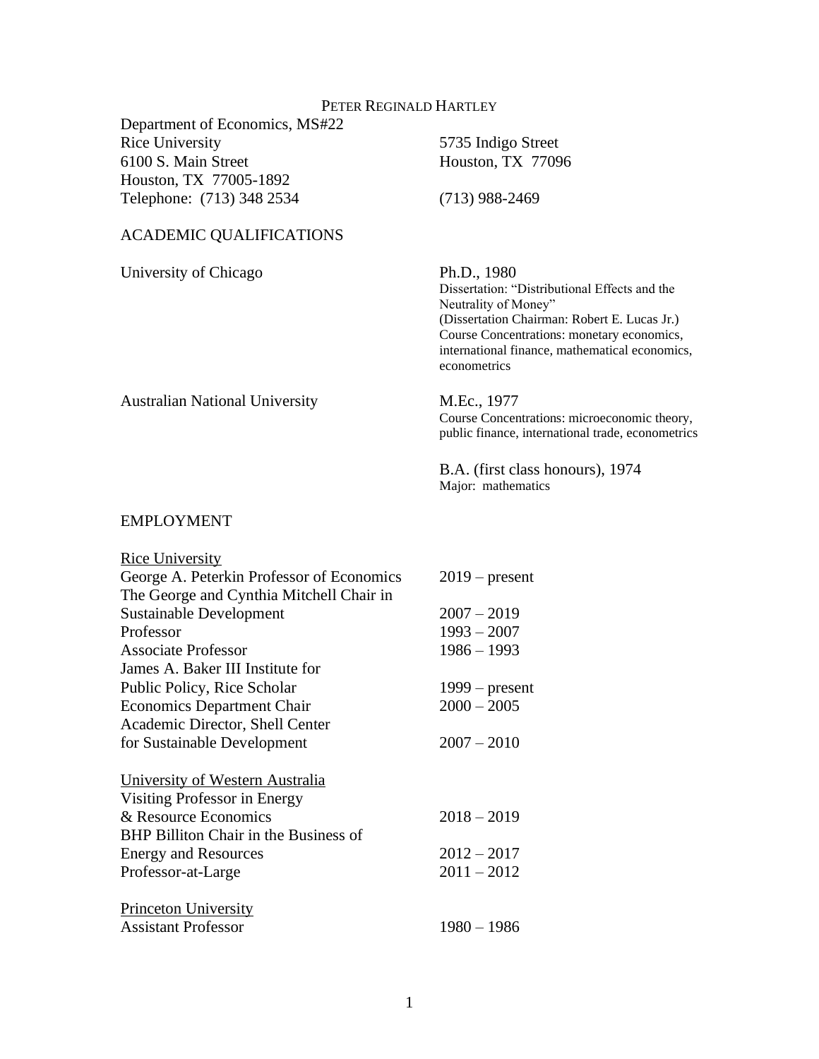# PETER REGINALD HARTLEY

| | |
|---|---|
| Department of Economics, MS#22 | |
| Rice University | 5735 Indigo Street |
| 6100 S. Main Street | Houston, TX 77096 |
| Houston, TX 77005-1892 | |
| Telephone: (713) 348 2534 | (713) 988-2469 |

## ACADEMIC QUALIFICATIONS

| | |
|---|---|
| University of Chicago | Ph.D., 1980<br>Dissertation: "Distributional Effects and the Neutrality of Money"<br>(Dissertation Chairman: Robert E. Lucas Jr.)<br>Course Concentrations: monetary economics, international finance, mathematical economics, econometrics |
| Australian National University | M.Ec., 1977<br>Course Concentrations: microeconomic theory, public finance, international trade, econometrics |
| | B.A. (first class honours), 1974<br>Major: mathematics |

## EMPLOYMENT

| | |
|---|---|
| Rice University | |
| George A. Peterkin Professor of Economics | 2019 – present |
| The George and Cynthia Mitchell Chair in Sustainable Development | 2007 – 2019 |
| Professor | 1993 – 2007 |
| Associate Professor | 1986 – 1993 |
| James A. Baker III Institute for Public Policy, Rice Scholar | 1999 – present |
| Economics Department Chair | 2000 – 2005 |
| Academic Director, Shell Center for Sustainable Development | 2007 – 2010 |
| | |
| University of Western Australia | |
| Visiting Professor in Energy & Resource Economics | 2018 – 2019 |
| BHP Billiton Chair in the Business of Energy and Resources | 2012 – 2017 |
| Professor-at-Large | 2011 – 2012 |
| | |
| Princeton University | |
| Assistant Professor | 1980 – 1986 |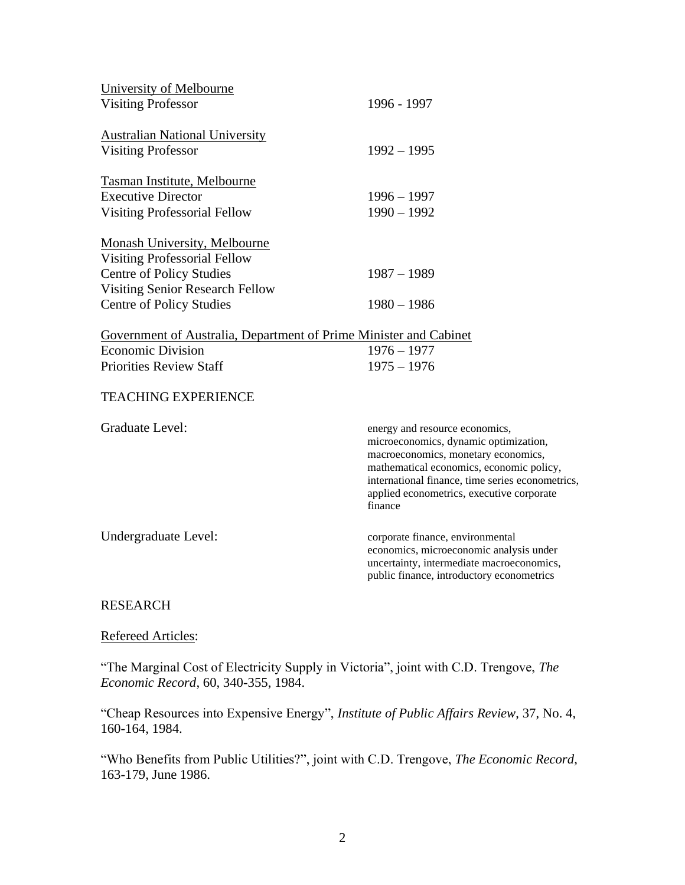<u>University of Melbourne</u>
Visiting Professor 1996 - 1997

<u>Australian National University</u>
Visiting Professor 1992 – 1995

<u>Tasman Institute, Melbourne</u>
Executive Director 1996 – 1997
Visiting Professorial Fellow 1990 – 1992

<u>Monash University, Melbourne</u>
Visiting Professorial Fellow
Centre of Policy Studies 1987 – 1989
Visiting Senior Research Fellow
Centre of Policy Studies 1980 – 1986

<u>Government of Australia, Department of Prime Minister and Cabinet</u>
Economic Division 1976 – 1977
Priorities Review Staff 1975 – 1976

## TEACHING EXPERIENCE

Graduate Level: energy and resource economics, microeconomics, dynamic optimization, macroeconomics, monetary economics, mathematical economics, economic policy, international finance, time series econometrics, applied econometrics, executive corporate finance

Undergraduate Level: corporate finance, environmental economics, microeconomic analysis under uncertainty, intermediate macroeconomics, public finance, introductory econometrics

## RESEARCH

<u>Refereed Articles</u>:

"The Marginal Cost of Electricity Supply in Victoria", joint with C.D. Trengove, *The Economic Record*, 60, 340-355, 1984.

"Cheap Resources into Expensive Energy", *Institute of Public Affairs Review*, 37, No. 4, 160-164, 1984.

"Who Benefits from Public Utilities?", joint with C.D. Trengove, *The Economic Record*, 163-179, June 1986.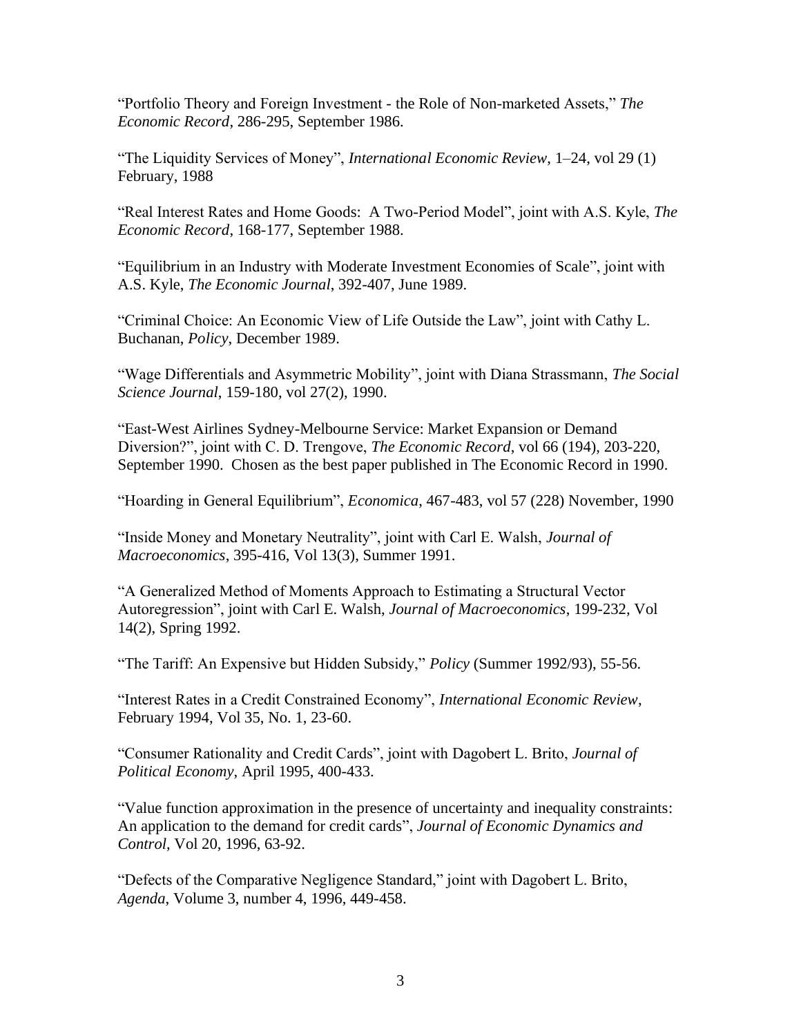"Portfolio Theory and Foreign Investment - the Role of Non-marketed Assets," *The Economic Record*, 286-295, September 1986.

"The Liquidity Services of Money", *International Economic Review*, 1–24, vol 29 (1) February, 1988

"Real Interest Rates and Home Goods: A Two-Period Model", joint with A.S. Kyle, *The Economic Record*, 168-177, September 1988.

"Equilibrium in an Industry with Moderate Investment Economies of Scale", joint with A.S. Kyle, *The Economic Journal*, 392-407, June 1989.

"Criminal Choice: An Economic View of Life Outside the Law", joint with Cathy L. Buchanan, *Policy*, December 1989.

"Wage Differentials and Asymmetric Mobility", joint with Diana Strassmann, *The Social Science Journal*, 159-180, vol 27(2), 1990.

"East-West Airlines Sydney-Melbourne Service: Market Expansion or Demand Diversion?", joint with C. D. Trengove, *The Economic Record*, vol 66 (194), 203-220, September 1990. Chosen as the best paper published in The Economic Record in 1990.

"Hoarding in General Equilibrium", *Economica*, 467-483, vol 57 (228) November, 1990

"Inside Money and Monetary Neutrality", joint with Carl E. Walsh, *Journal of Macroeconomics*, 395-416, Vol 13(3), Summer 1991.

"A Generalized Method of Moments Approach to Estimating a Structural Vector Autoregression", joint with Carl E. Walsh, *Journal of Macroeconomics*, 199-232, Vol 14(2), Spring 1992.

"The Tariff: An Expensive but Hidden Subsidy," *Policy* (Summer 1992/93), 55-56.

"Interest Rates in a Credit Constrained Economy", *International Economic Review*, February 1994, Vol 35, No. 1, 23-60.

"Consumer Rationality and Credit Cards", joint with Dagobert L. Brito, *Journal of Political Economy*, April 1995, 400-433.

"Value function approximation in the presence of uncertainty and inequality constraints: An application to the demand for credit cards", *Journal of Economic Dynamics and Control*, Vol 20, 1996, 63-92.

"Defects of the Comparative Negligence Standard," joint with Dagobert L. Brito, *Agenda*, Volume 3, number 4, 1996, 449-458.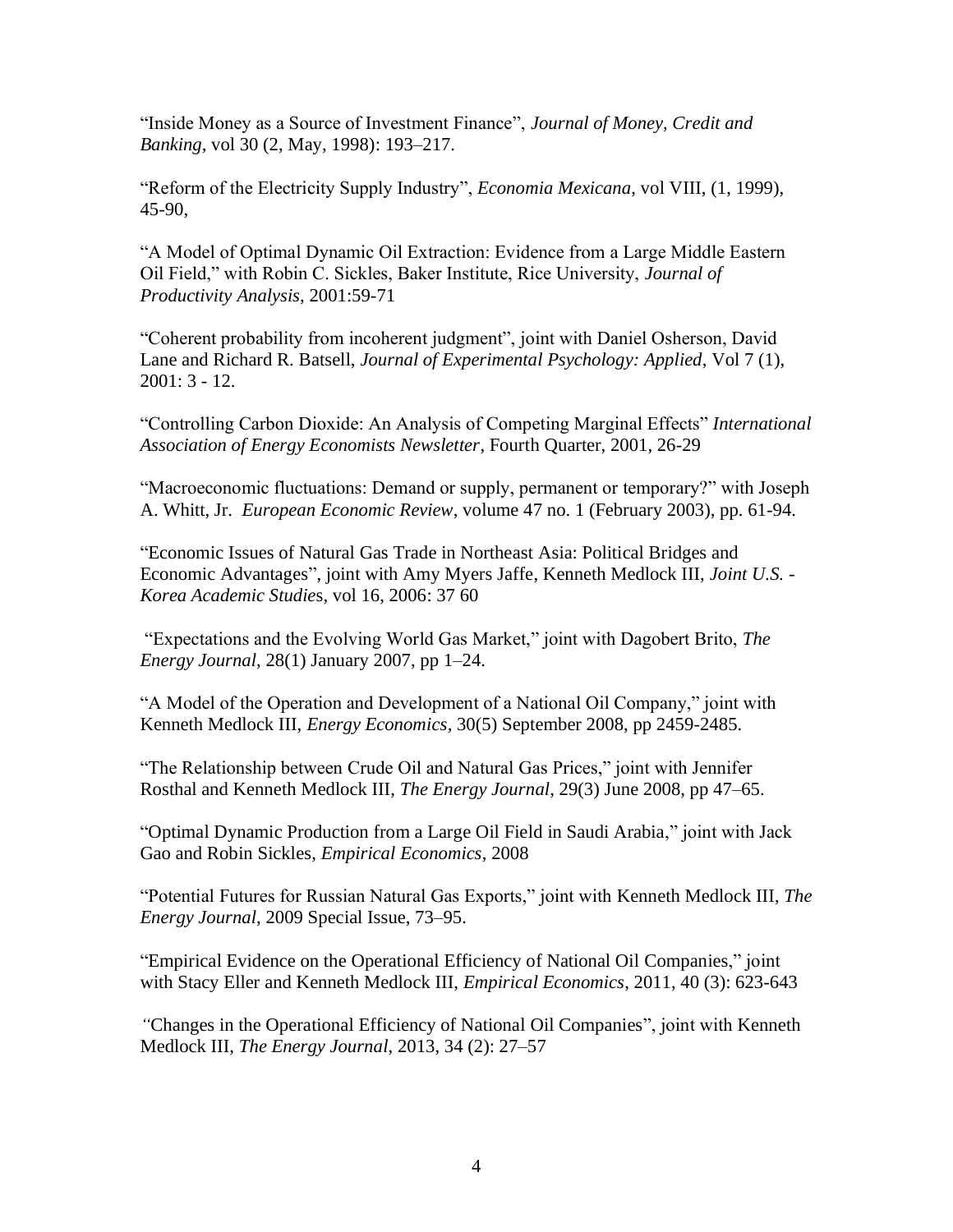"Inside Money as a Source of Investment Finance", *Journal of Money, Credit and Banking*, vol 30 (2, May, 1998): 193–217.

"Reform of the Electricity Supply Industry", *Economia Mexicana*, vol VIII, (1, 1999), 45-90,

"A Model of Optimal Dynamic Oil Extraction: Evidence from a Large Middle Eastern Oil Field," with Robin C. Sickles, Baker Institute, Rice University, *Journal of Productivity Analysis*, 2001:59-71

"Coherent probability from incoherent judgment", joint with Daniel Osherson, David Lane and Richard R. Batsell, *Journal of Experimental Psychology: Applied*, Vol 7 (1), 2001: 3 - 12.

"Controlling Carbon Dioxide: An Analysis of Competing Marginal Effects" *International Association of Energy Economists Newsletter*, Fourth Quarter, 2001, 26-29

"Macroeconomic fluctuations: Demand or supply, permanent or temporary?" with Joseph A. Whitt, Jr. *European Economic Review*, volume 47 no. 1 (February 2003), pp. 61-94.

"Economic Issues of Natural Gas Trade in Northeast Asia: Political Bridges and Economic Advantages", joint with Amy Myers Jaffe, Kenneth Medlock III, *Joint U.S. - Korea Academic Studie*s, vol 16, 2006: 37 60

"Expectations and the Evolving World Gas Market," joint with Dagobert Brito, *The Energy Journal*, 28(1) January 2007, pp 1–24.

"A Model of the Operation and Development of a National Oil Company," joint with Kenneth Medlock III, *Energy Economics*, 30(5) September 2008, pp 2459-2485.

"The Relationship between Crude Oil and Natural Gas Prices," joint with Jennifer Rosthal and Kenneth Medlock III, *The Energy Journal*, 29(3) June 2008, pp 47–65.

"Optimal Dynamic Production from a Large Oil Field in Saudi Arabia," joint with Jack Gao and Robin Sickles, *Empirical Economics*, 2008

"Potential Futures for Russian Natural Gas Exports," joint with Kenneth Medlock III, *The Energy Journal*, 2009 Special Issue, 73–95.

"Empirical Evidence on the Operational Efficiency of National Oil Companies," joint with Stacy Eller and Kenneth Medlock III, *Empirical Economics*, 2011, 40 (3): 623-643

"Changes in the Operational Efficiency of National Oil Companies", joint with Kenneth Medlock III, *The Energy Journal*, 2013, 34 (2): 27–57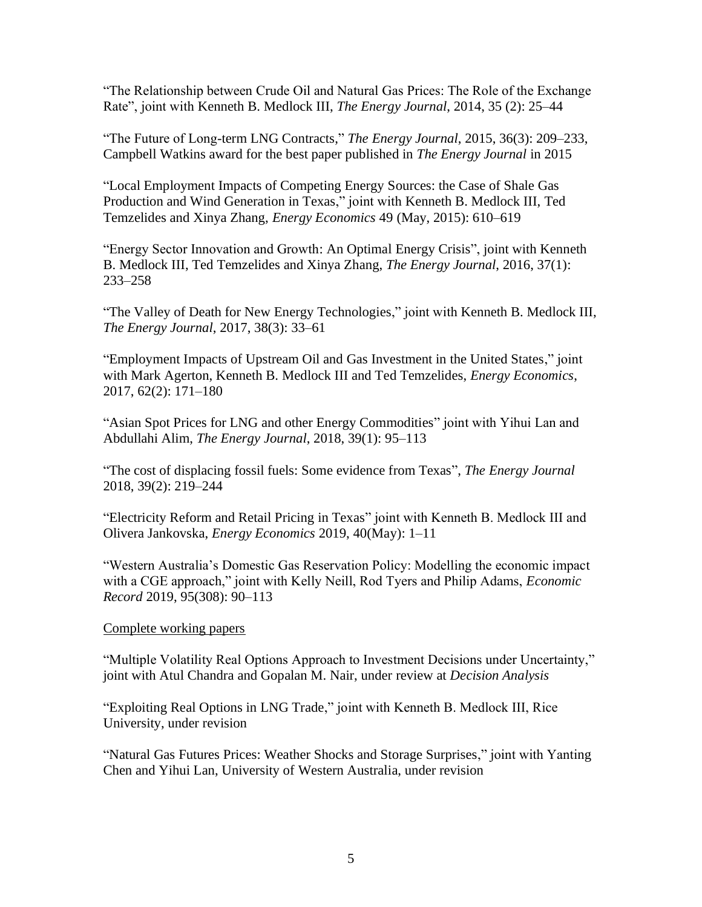“The Relationship between Crude Oil and Natural Gas Prices: The Role of the Exchange Rate”, joint with Kenneth B. Medlock III, *The Energy Journal*, 2014, 35 (2): 25–44

“The Future of Long-term LNG Contracts,” *The Energy Journal*, 2015, 36(3): 209–233, Campbell Watkins award for the best paper published in *The Energy Journal* in 2015

“Local Employment Impacts of Competing Energy Sources: the Case of Shale Gas Production and Wind Generation in Texas,” joint with Kenneth B. Medlock III, Ted Temzelides and Xinya Zhang, *Energy Economics* 49 (May, 2015): 610–619

“Energy Sector Innovation and Growth: An Optimal Energy Crisis”, joint with Kenneth B. Medlock III, Ted Temzelides and Xinya Zhang, *The Energy Journal*, 2016, 37(1): 233–258

“The Valley of Death for New Energy Technologies,” joint with Kenneth B. Medlock III, *The Energy Journal*, 2017, 38(3): 33–61

“Employment Impacts of Upstream Oil and Gas Investment in the United States,” joint with Mark Agerton, Kenneth B. Medlock III and Ted Temzelides, *Energy Economics*, 2017, 62(2): 171–180

“Asian Spot Prices for LNG and other Energy Commodities” joint with Yihui Lan and Abdullahi Alim, *The Energy Journal*, 2018, 39(1): 95–113

“The cost of displacing fossil fuels: Some evidence from Texas”, *The Energy Journal* 2018, 39(2): 219–244

“Electricity Reform and Retail Pricing in Texas” joint with Kenneth B. Medlock III and Olivera Jankovska, *Energy Economics* 2019, 40(May): 1–11

“Western Australia’s Domestic Gas Reservation Policy: Modelling the economic impact with a CGE approach,” joint with Kelly Neill, Rod Tyers and Philip Adams, *Economic Record* 2019, 95(308): 90–113

Complete working papers

“Multiple Volatility Real Options Approach to Investment Decisions under Uncertainty,” joint with Atul Chandra and Gopalan M. Nair, under review at *Decision Analysis*

“Exploiting Real Options in LNG Trade,” joint with Kenneth B. Medlock III, Rice University, under revision

“Natural Gas Futures Prices: Weather Shocks and Storage Surprises,” joint with Yanting Chen and Yihui Lan, University of Western Australia, under revision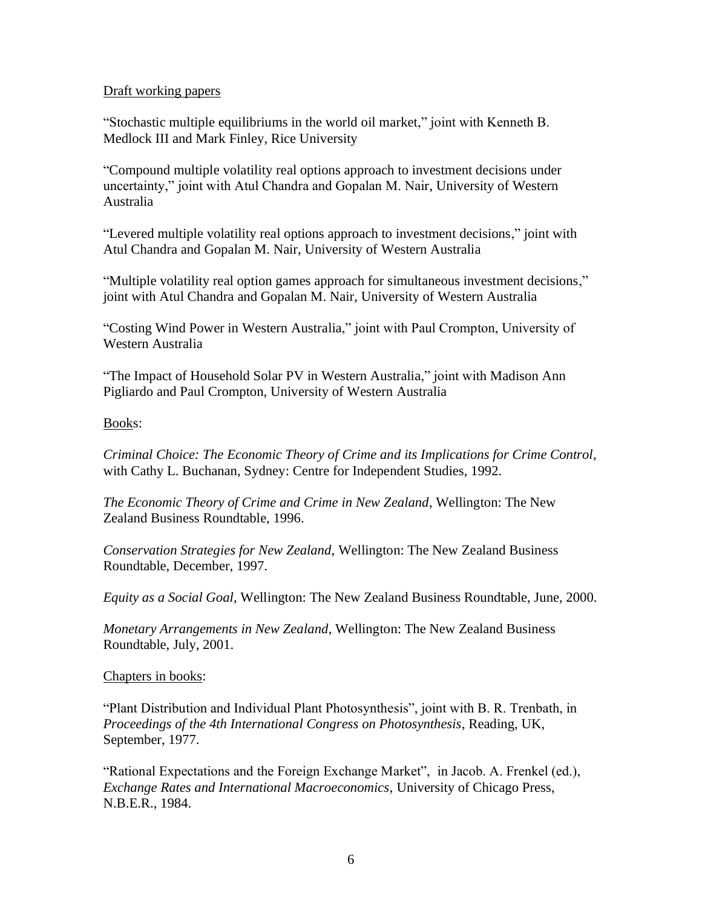Draft working papers

"Stochastic multiple equilibriums in the world oil market," joint with Kenneth B. Medlock III and Mark Finley, Rice University

"Compound multiple volatility real options approach to investment decisions under uncertainty," joint with Atul Chandra and Gopalan M. Nair, University of Western Australia

"Levered multiple volatility real options approach to investment decisions," joint with Atul Chandra and Gopalan M. Nair, University of Western Australia

"Multiple volatility real option games approach for simultaneous investment decisions," joint with Atul Chandra and Gopalan M. Nair, University of Western Australia

"Costing Wind Power in Western Australia," joint with Paul Crompton, University of Western Australia

"The Impact of Household Solar PV in Western Australia," joint with Madison Ann Pigliardo and Paul Crompton, University of Western Australia

Books:

*Criminal Choice: The Economic Theory of Crime and its Implications for Crime Control*, with Cathy L. Buchanan, Sydney: Centre for Independent Studies, 1992.

*The Economic Theory of Crime and Crime in New Zealand*, Wellington: The New Zealand Business Roundtable, 1996.

*Conservation Strategies for New Zealand*, Wellington: The New Zealand Business Roundtable, December, 1997.

*Equity as a Social Goal*, Wellington: The New Zealand Business Roundtable, June, 2000.

*Monetary Arrangements in New Zealand*, Wellington: The New Zealand Business Roundtable, July, 2001.

Chapters in books:

"Plant Distribution and Individual Plant Photosynthesis", joint with B. R. Trenbath, in *Proceedings of the 4th International Congress on Photosynthesis*, Reading, UK, September, 1977.

"Rational Expectations and the Foreign Exchange Market", in Jacob. A. Frenkel (ed.), *Exchange Rates and International Macroeconomics*, University of Chicago Press, N.B.E.R., 1984.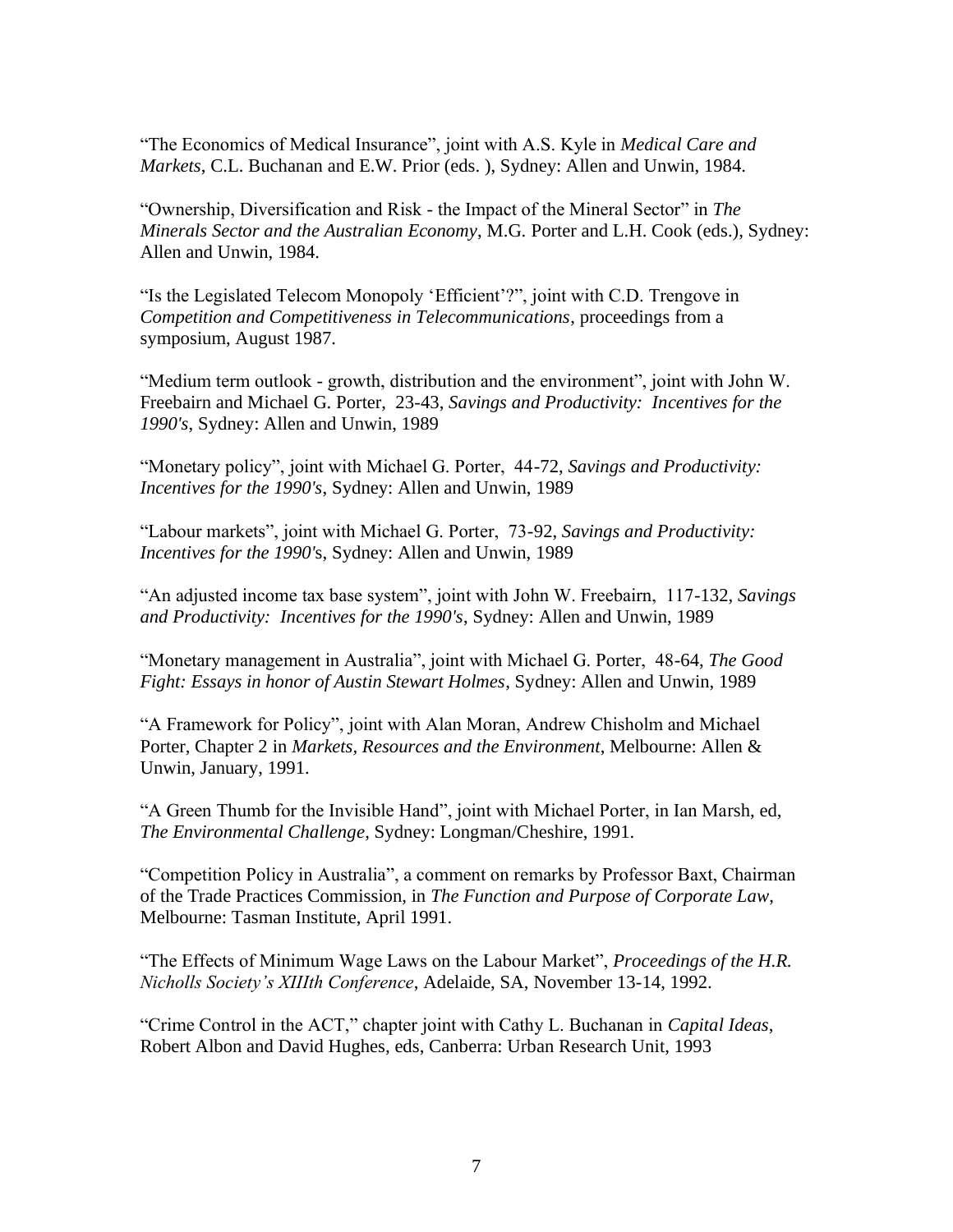"The Economics of Medical Insurance", joint with A.S. Kyle in *Medical Care and Markets*, C.L. Buchanan and E.W. Prior (eds. ), Sydney: Allen and Unwin, 1984.

"Ownership, Diversification and Risk - the Impact of the Mineral Sector" in *The Minerals Sector and the Australian Economy*, M.G. Porter and L.H. Cook (eds.), Sydney: Allen and Unwin, 1984.

"Is the Legislated Telecom Monopoly 'Efficient'?", joint with C.D. Trengove in *Competition and Competitiveness in Telecommunications*, proceedings from a symposium, August 1987.

"Medium term outlook - growth, distribution and the environment", joint with John W. Freebairn and Michael G. Porter, 23-43, *Savings and Productivity: Incentives for the 1990's*, Sydney: Allen and Unwin, 1989

"Monetary policy", joint with Michael G. Porter, 44-72, *Savings and Productivity: Incentives for the 1990's*, Sydney: Allen and Unwin, 1989

"Labour markets", joint with Michael G. Porter, 73-92, *Savings and Productivity: Incentives for the 1990'*s, Sydney: Allen and Unwin, 1989

"An adjusted income tax base system", joint with John W. Freebairn, 117-132, *Savings and Productivity: Incentives for the 1990's*, Sydney: Allen and Unwin, 1989

"Monetary management in Australia", joint with Michael G. Porter, 48-64, *The Good Fight: Essays in honor of Austin Stewart Holmes*, Sydney: Allen and Unwin, 1989

"A Framework for Policy", joint with Alan Moran, Andrew Chisholm and Michael Porter, Chapter 2 in *Markets, Resources and the Environment*, Melbourne: Allen & Unwin, January, 1991.

"A Green Thumb for the Invisible Hand", joint with Michael Porter, in Ian Marsh, ed, *The Environmental Challenge*, Sydney: Longman/Cheshire, 1991.

"Competition Policy in Australia", a comment on remarks by Professor Baxt, Chairman of the Trade Practices Commission, in *The Function and Purpose of Corporate Law*, Melbourne: Tasman Institute, April 1991.

"The Effects of Minimum Wage Laws on the Labour Market", *Proceedings of the H.R. Nicholls Society's XIIIth Conference*, Adelaide, SA, November 13-14, 1992.

"Crime Control in the ACT," chapter joint with Cathy L. Buchanan in *Capital Ideas*, Robert Albon and David Hughes, eds, Canberra: Urban Research Unit, 1993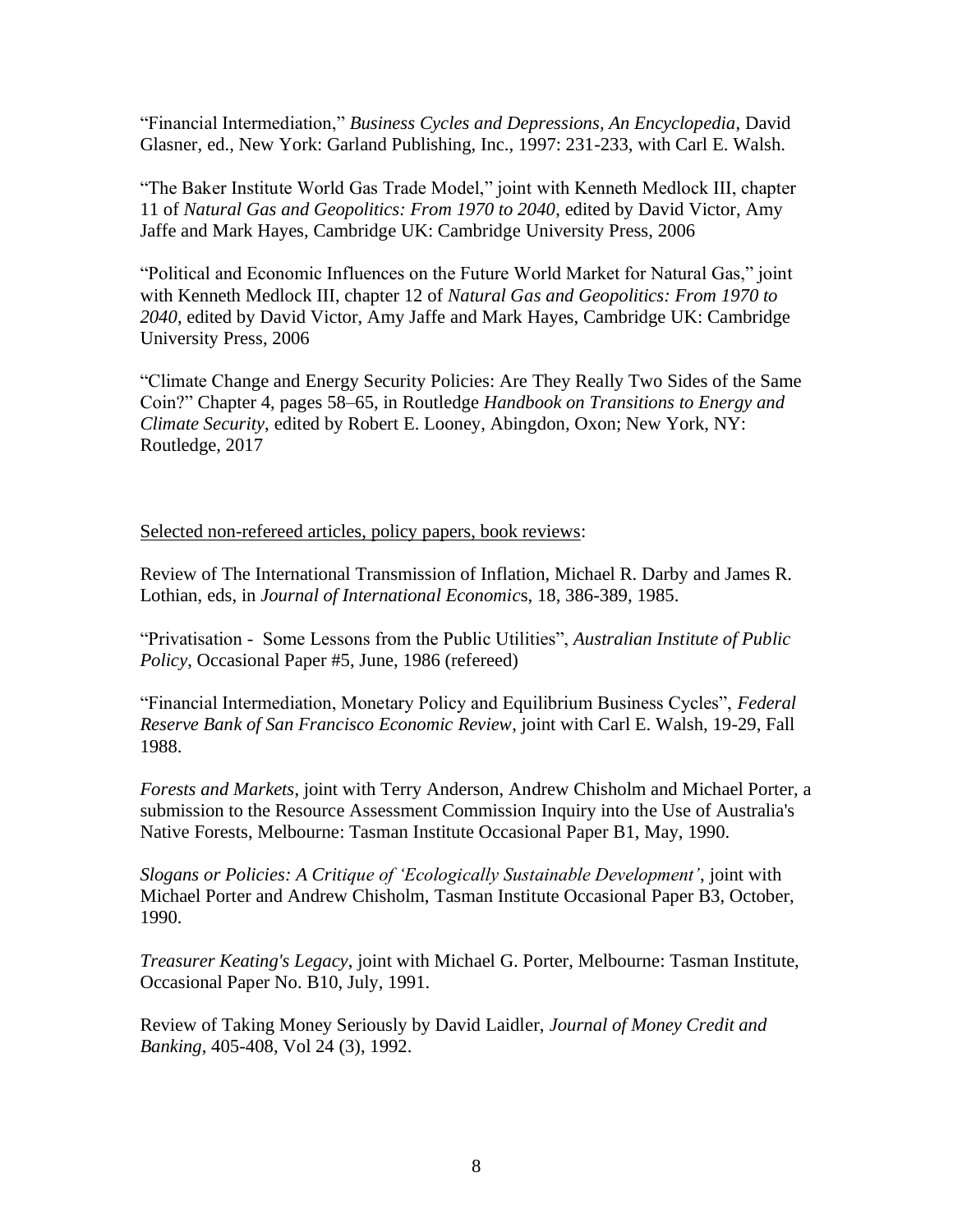"Financial Intermediation," *Business Cycles and Depressions, An Encyclopedia*, David Glasner, ed., New York: Garland Publishing, Inc., 1997: 231-233, with Carl E. Walsh.

"The Baker Institute World Gas Trade Model," joint with Kenneth Medlock III, chapter 11 of *Natural Gas and Geopolitics: From 1970 to 2040*, edited by David Victor, Amy Jaffe and Mark Hayes, Cambridge UK: Cambridge University Press, 2006

"Political and Economic Influences on the Future World Market for Natural Gas," joint with Kenneth Medlock III, chapter 12 of *Natural Gas and Geopolitics: From 1970 to 2040*, edited by David Victor, Amy Jaffe and Mark Hayes, Cambridge UK: Cambridge University Press, 2006

"Climate Change and Energy Security Policies: Are They Really Two Sides of the Same Coin?" Chapter 4, pages 58–65, in Routledge *Handbook on Transitions to Energy and Climate Security*, edited by Robert E. Looney, Abingdon, Oxon; New York, NY: Routledge, 2017

<u>Selected non-refereed articles, policy papers, book reviews</u>:

Review of The International Transmission of Inflation, Michael R. Darby and James R. Lothian, eds, in *Journal of International Economics*, 18, 386-389, 1985.

"Privatisation - Some Lessons from the Public Utilities", *Australian Institute of Public Policy*, Occasional Paper #5, June, 1986 (refereed)

"Financial Intermediation, Monetary Policy and Equilibrium Business Cycles", *Federal Reserve Bank of San Francisco Economic Review*, joint with Carl E. Walsh, 19-29, Fall 1988.

*Forests and Markets*, joint with Terry Anderson, Andrew Chisholm and Michael Porter, a submission to the Resource Assessment Commission Inquiry into the Use of Australia's Native Forests, Melbourne: Tasman Institute Occasional Paper B1, May, 1990.

*Slogans or Policies: A Critique of 'Ecologically Sustainable Development'*, joint with Michael Porter and Andrew Chisholm, Tasman Institute Occasional Paper B3, October, 1990.

*Treasurer Keating's Legacy*, joint with Michael G. Porter, Melbourne: Tasman Institute, Occasional Paper No. B10, July, 1991.

Review of Taking Money Seriously by David Laidler, *Journal of Money Credit and Banking*, 405-408, Vol 24 (3), 1992.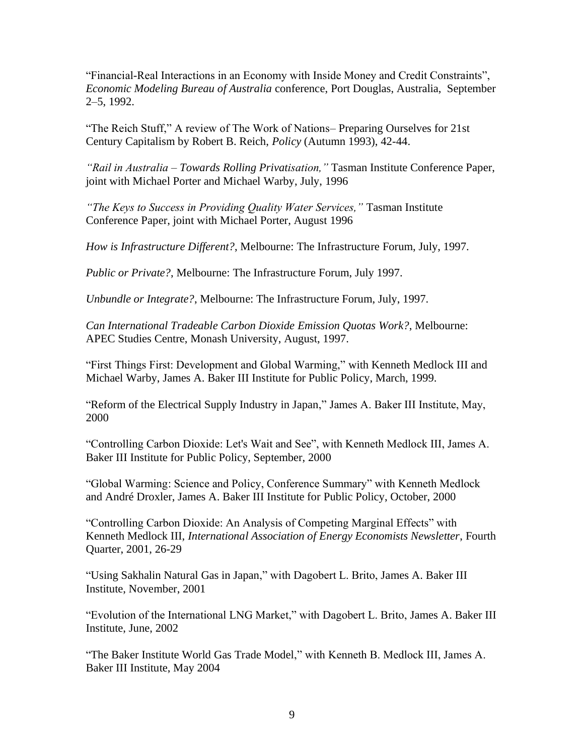“Financial-Real Interactions in an Economy with Inside Money and Credit Constraints”, *Economic Modeling Bureau of Australia* conference, Port Douglas, Australia, September 2–5, 1992.

“The Reich Stuff,” A review of The Work of Nations– Preparing Ourselves for 21st Century Capitalism by Robert B. Reich, *Policy* (Autumn 1993), 42-44.

*“Rail in Australia – Towards Rolling Privatisation,”* Tasman Institute Conference Paper, joint with Michael Porter and Michael Warby, July, 1996

*“The Keys to Success in Providing Quality Water Services,”* Tasman Institute Conference Paper, joint with Michael Porter, August 1996

*How is Infrastructure Different?*, Melbourne: The Infrastructure Forum, July, 1997.

*Public or Private?*, Melbourne: The Infrastructure Forum, July 1997.

*Unbundle or Integrate?*, Melbourne: The Infrastructure Forum, July, 1997.

*Can International Tradeable Carbon Dioxide Emission Quotas Work?*, Melbourne: APEC Studies Centre, Monash University, August, 1997.

“First Things First: Development and Global Warming,” with Kenneth Medlock III and Michael Warby, James A. Baker III Institute for Public Policy, March, 1999.

“Reform of the Electrical Supply Industry in Japan,” James A. Baker III Institute, May, 2000

“Controlling Carbon Dioxide: Let's Wait and See”, with Kenneth Medlock III, James A. Baker III Institute for Public Policy, September, 2000

“Global Warming: Science and Policy, Conference Summary” with Kenneth Medlock and André Droxler, James A. Baker III Institute for Public Policy, October, 2000

“Controlling Carbon Dioxide: An Analysis of Competing Marginal Effects” with Kenneth Medlock III, *International Association of Energy Economists Newsletter*, Fourth Quarter, 2001, 26-29

“Using Sakhalin Natural Gas in Japan,” with Dagobert L. Brito, James A. Baker III Institute, November, 2001

“Evolution of the International LNG Market,” with Dagobert L. Brito, James A. Baker III Institute, June, 2002

“The Baker Institute World Gas Trade Model,” with Kenneth B. Medlock III, James A. Baker III Institute, May 2004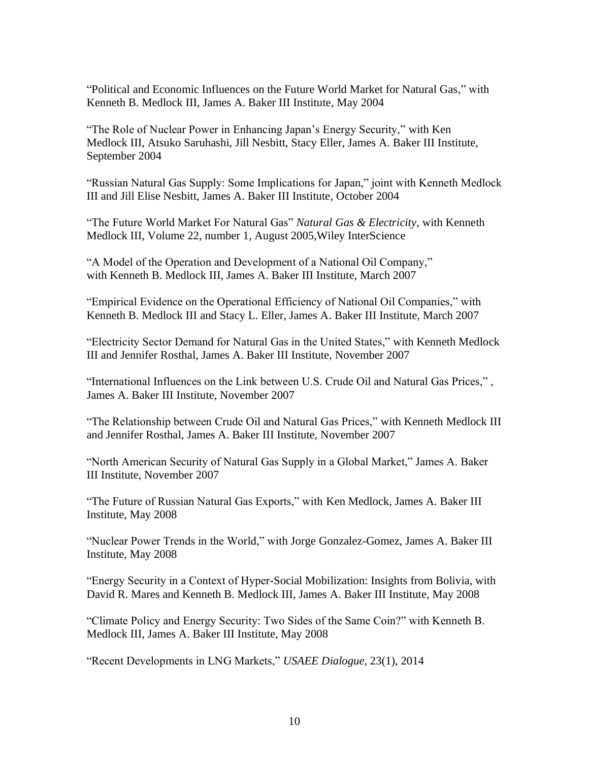“Political and Economic Influences on the Future World Market for Natural Gas,” with Kenneth B. Medlock III, James A. Baker III Institute, May 2004

“The Role of Nuclear Power in Enhancing Japan’s Energy Security,” with Ken Medlock III, Atsuko Saruhashi, Jill Nesbitt, Stacy Eller, James A. Baker III Institute, September 2004

“Russian Natural Gas Supply: Some Implications for Japan,” joint with Kenneth Medlock III and Jill Elise Nesbitt, James A. Baker III Institute, October 2004

“The Future World Market For Natural Gas” *Natural Gas & Electricity*, with Kenneth Medlock III, Volume 22, number 1, August 2005,Wiley InterScience

“A Model of the Operation and Development of a National Oil Company,” with Kenneth B. Medlock III, James A. Baker III Institute, March 2007

“Empirical Evidence on the Operational Efficiency of National Oil Companies,” with Kenneth B. Medlock III and Stacy L. Eller, James A. Baker III Institute, March 2007

“Electricity Sector Demand for Natural Gas in the United States,” with Kenneth Medlock III and Jennifer Rosthal, James A. Baker III Institute, November 2007

“International Influences on the Link between U.S. Crude Oil and Natural Gas Prices,” , James A. Baker III Institute, November 2007

“The Relationship between Crude Oil and Natural Gas Prices,” with Kenneth Medlock III and Jennifer Rosthal, James A. Baker III Institute, November 2007

“North American Security of Natural Gas Supply in a Global Market,” James A. Baker III Institute, November 2007

“The Future of Russian Natural Gas Exports,” with Ken Medlock, James A. Baker III Institute, May 2008

“Nuclear Power Trends in the World,” with Jorge Gonzalez-Gomez, James A. Baker III Institute, May 2008

“Energy Security in a Context of Hyper-Social Mobilization: Insights from Bolivia, with David R. Mares and Kenneth B. Medlock III, James A. Baker III Institute, May 2008

“Climate Policy and Energy Security: Two Sides of the Same Coin?” with Kenneth B. Medlock III, James A. Baker III Institute, May 2008

“Recent Developments in LNG Markets,” *USAEE Dialogue*, 23(1), 2014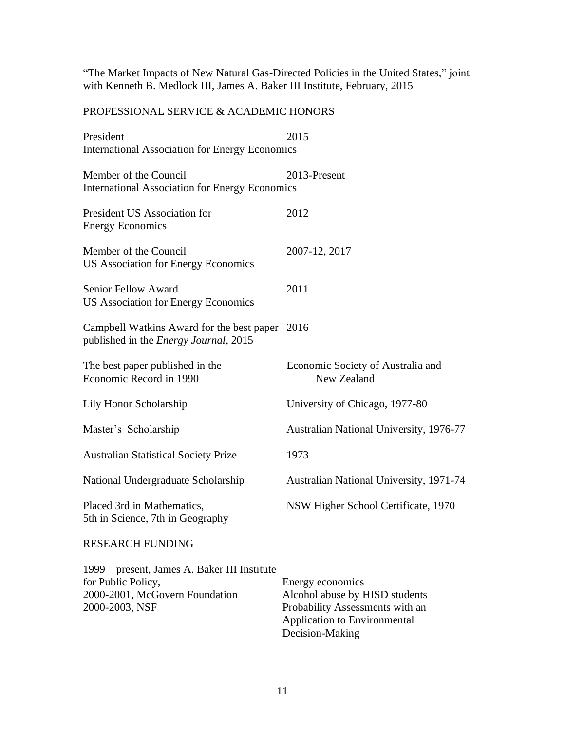"The Market Impacts of New Natural Gas-Directed Policies in the United States," joint with Kenneth B. Medlock III, James A. Baker III Institute, February, 2015

## PROFESSIONAL SERVICE & ACADEMIC HONORS

| | |
|---|---|
| President<br>International Association for Energy Economics | 2015 |
| Member of the Council<br>International Association for Energy Economics | 2013-Present |
| President US Association for Energy Economics | 2012 |
| Member of the Council<br>US Association for Energy Economics | 2007-12, 2017 |
| Senior Fellow Award<br>US Association for Energy Economics | 2011 |
| Campbell Watkins Award for the best paper published in the *Energy Journal*, 2015 | 2016 |
| The best paper published in the Economic Record in 1990 | Economic Society of Australia and New Zealand |
| Lily Honor Scholarship | University of Chicago, 1977-80 |
| Master's Scholarship | Australian National University, 1976-77 |
| Australian Statistical Society Prize | 1973 |
| National Undergraduate Scholarship | Australian National University, 1971-74 |
| Placed 3rd in Mathematics, 5th in Science, 7th in Geography | NSW Higher School Certificate, 1970 |

## RESEARCH FUNDING

| | |
|---|---|
| 1999 – present, James A. Baker III Institute for Public Policy, | Energy economics |
| 2000-2001, McGovern Foundation | Alcohol abuse by HISD students |
| 2000-2003, NSF | Probability Assessments with an Application to Environmental Decision-Making |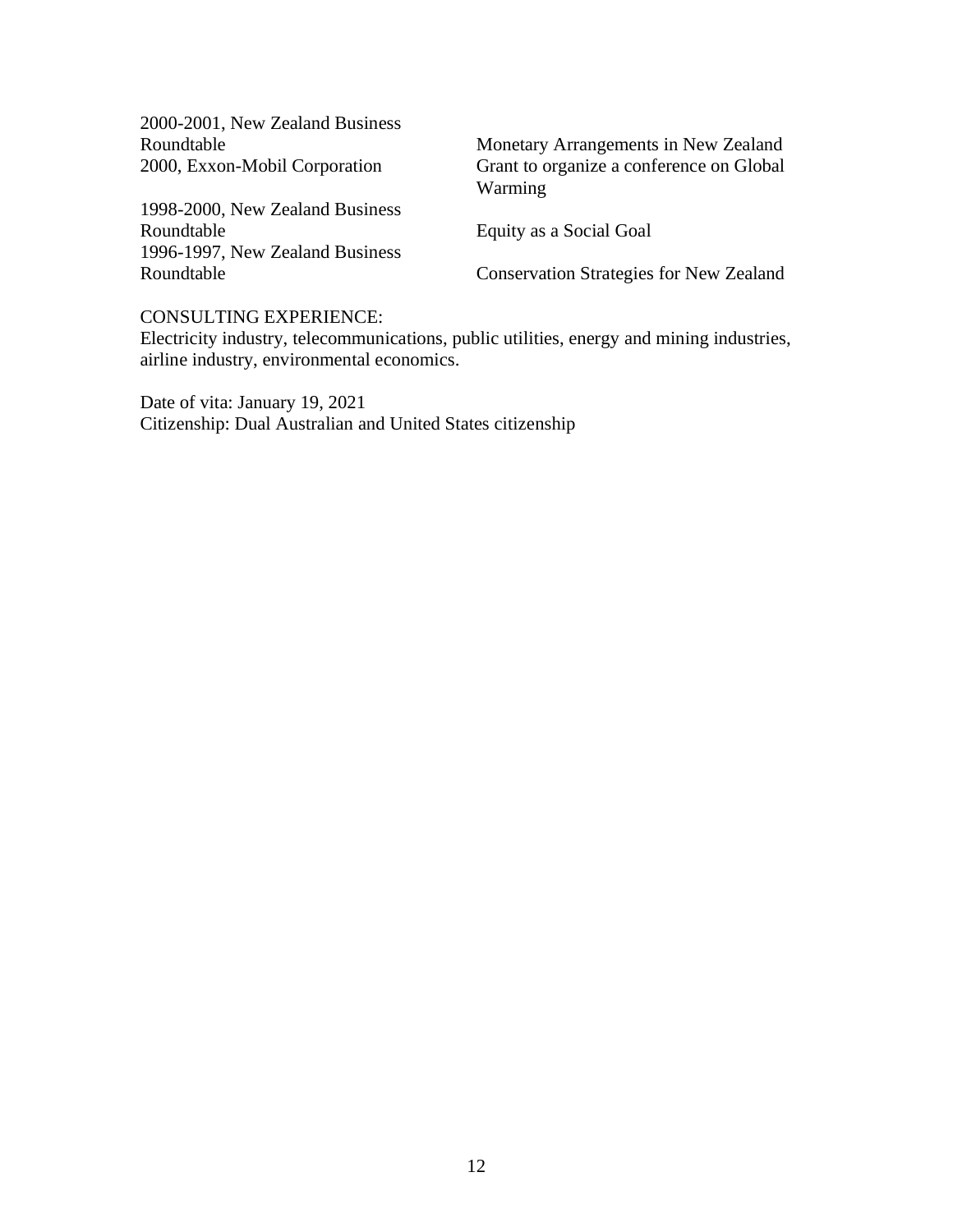| | |
|---|---|
| 2000-2001, New Zealand Business Roundtable | Monetary Arrangements in New Zealand |
| 2000, Exxon-Mobil Corporation | Grant to organize a conference on Global Warming |
| 1998-2000, New Zealand Business Roundtable | Equity as a Social Goal |
| 1996-1997, New Zealand Business Roundtable | Conservation Strategies for New Zealand |

CONSULTING EXPERIENCE:
Electricity industry, telecommunications, public utilities, energy and mining industries, airline industry, environmental economics.

Date of vita: January 19, 2021
Citizenship: Dual Australian and United States citizenship